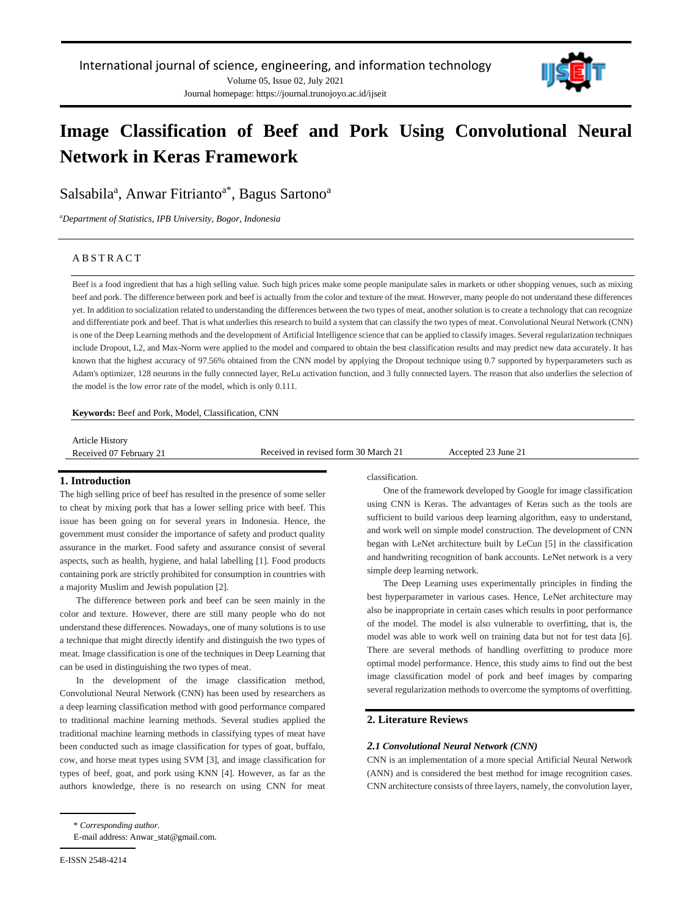# Image Classification of Beef and Pork Using Convolutional Neural Network in Keras Framework

Salsabila[a], Anwar Fitrianto[a*], Bagus Sartono[a]

[a]*Department of Statistics, IPB University, Bogor, Indonesia*

## ABSTRACT

Beef is a food ingredient that has a high selling value. Such high prices make some people manipulate sales in markets or other shopping venues, such as mixing beef and pork. The difference between pork and beef is actually from the color and texture of the meat. However, many people do not understand these differences yet. In addition to socialization related to understanding the differences between the two types of meat, another solution is to create a technology that can recognize and differentiate pork and beef. That is what underlies this research to build a system that can classify the two types of meat. Convolutional Neural Network (CNN) is one of the Deep Learning methods and the development of Artificial Intelligence science that can be applied to classify images. Several regularization techniques include Dropout, L2, and Max-Norm were applied to the model and compared to obtain the best classification results and may predict new data accurately. It has known that the highest accuracy of 97.56% obtained from the CNN model by applying the Dropout technique using 0.7 supported by hyperparameters such as Adam's optimizer, 128 neurons in the fully connected layer, ReLu activation function, and 3 fully connected layers. The reason that also underlies the selection of the model is the low error rate of the model, which is only 0.111.

**Keywords:** Beef and Pork, Model, Classification, CNN

Article History
Received 07 February 21 | Received in revised form 30 March 21 | Accepted 23 June 21

## 1. Introduction

The high selling price of beef has resulted in the presence of some seller to cheat by mixing pork that has a lower selling price with beef. This issue has been going on for several years in Indonesia. Hence, the government must consider the importance of safety and product quality assurance in the market. Food safety and assurance consist of several aspects, such as health, hygiene, and halal labelling [1]. Food products containing pork are strictly prohibited for consumption in countries with a majority Muslim and Jewish population [2].

The difference between pork and beef can be seen mainly in the color and texture. However, there are still many people who do not understand these differences. Nowadays, one of many solutions is to use a technique that might directly identify and distinguish the two types of meat. Image classification is one of the techniques in Deep Learning that can be used in distinguishing the two types of meat.

In the development of the image classification method, Convolutional Neural Network (CNN) has been used by researchers as a deep learning classification method with good performance compared to traditional machine learning methods. Several studies applied the traditional machine learning methods in classifying types of meat have been conducted such as image classification for types of goat, buffalo, cow, and horse meat types using SVM [3], and image classification for types of beef, goat, and pork using KNN [4]. However, as far as the authors knowledge, there is no research on using CNN for meat classification.

One of the framework developed by Google for image classification using CNN is Keras. The advantages of Keras such as the tools are sufficient to build various deep learning algorithm, easy to understand, and work well on simple model construction. The development of CNN began with LeNet architecture built by LeCun [5] in the classification and handwriting recognition of bank accounts. LeNet network is a very simple deep learning network.

The Deep Learning uses experimentally principles in finding the best hyperparameter in various cases. Hence, LeNet architecture may also be inappropriate in certain cases which results in poor performance of the model. The model is also vulnerable to overfitting, that is, the model was able to work well on training data but not for test data [6]. There are several methods of handling overfitting to produce more optimal model performance. Hence, this study aims to find out the best image classification model of pork and beef images by comparing several regularization methods to overcome the symptoms of overfitting.

## 2. Literature Reviews

### *2.1 Convolutional Neural Network (CNN)*

CNN is an implementation of a more special Artificial Neural Network (ANN) and is considered the best method for image recognition cases. CNN architecture consists of three layers, namely, the convolution layer,

\* *Corresponding author.*
E-mail address: Anwar_stat@gmail.com.

E-ISSN 2548-4214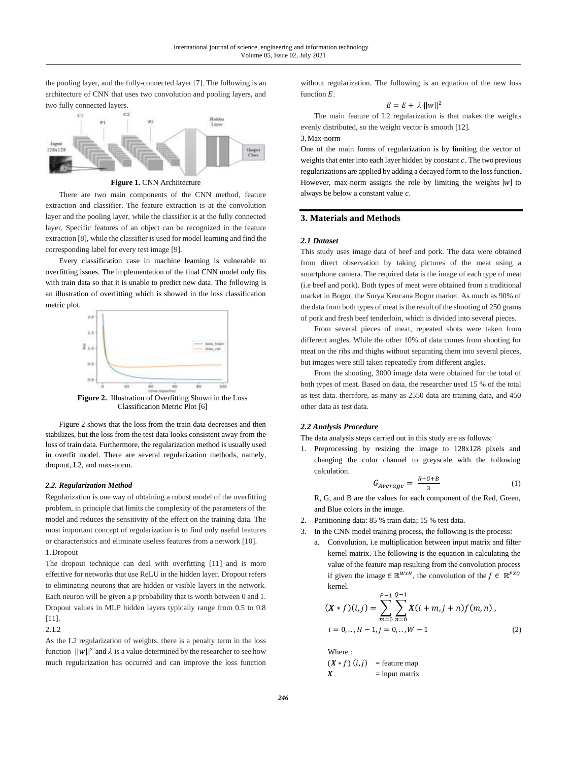the pooling layer, and the fully-connected layer [7]. The following is an architecture of CNN that uses two convolution and pooling layers, and two fully connected layers.

**Figure 1.** CNN Archiitecture

There are two main components of the CNN method, feature extraction and classifier. The feature extraction is at the convolution layer and the pooling layer, while the classifier is at the fully connected layer. Specific features of an object can be recognized in the feature extraction [8], while the classifier is used for model learning and find the corresponding label for every test image [9].

Every classification case in machine learning is vulnerable to overfitting issues. The implementation of the final CNN model only fits with train data so that it is unable to predict new data. The following is an illustration of overfitting which is showed in the loss classification metric plot.

**Figure 2.** Illustration of Overfitting Shown in the Loss Classification Metric Plot [6]

Figure 2 shows that the loss from the train data decreases and then stabilizes, but the loss from the test data looks consistent away from the loss of train data. Furthermore, the regularization method is usually used in overfit model. There are several regularization methods, namely, dropout, L2, and max-norm.

### *2.2. Regularization Method*

Regularization is one way of obtaining a robust model of the overfitting problem, in principle that limits the complexity of the parameters of the model and reduces the sensitivity of the effect on the training data. The most important concept of regularization is to find only useful features or characteristics and eliminate useless features from a network [10].

1. Dropout

The dropout technique can deal with overfitting [11] and is more effective for networks that use ReLU in the hidden layer. Dropout refers to eliminating neurons that are hidden or visible layers in the network. Each neuron will be given a $p$ probability that is worth between 0 and 1. Dropout values in MLP hidden layers typically range from 0.5 to 0.8 [11].

2. L2

As the L2 regularization of weights, there is a penalty term in the loss function $||w||^2$ and $\lambda$ is a value determined by the researcher to see how much regularization has occurred and can improve the loss function without regularization. The following is an equation of the new loss function $E$.

$$E = E + \lambda \, ||w||^2$$

The main feature of L2 regularization is that makes the weights evenly distributed, so the weight vector is smooth [12].

3. Max-norm

One of the main forms of regularization is by limiting the vector of weights that enter into each layer hidden by constant $c$. The two previous regularizations are applied by adding a decayed form to the loss function. However, max-norm assigns the role by limiting the weights $|w|$ to always be below a constant value $c$.

## 3. Materials and Methods

### *2.1 Dataset*

This study uses image data of beef and pork. The data were obtained from direct observation by taking pictures of the meat using a smartphone camera. The required data is the image of each type of meat (i.e beef and pork). Both types of meat were obtained from a traditional market in Bogor, the Surya Kencana Bogor market. As much as 90% of the data from both types of meat is the result of the shooting of 250 grams of pork and fresh beef tenderloin, which is divided into several pieces.

From several pieces of meat, repeated shots were taken from different angles. While the other 10% of data comes from shooting for meat on the ribs and thighs without separating them into several pieces, but images were still taken repeatedly from different angles.

From the shooting, 3000 image data were obtained for the total of both types of meat. Based on data, the researcher used 15 % of the total as test data. therefore, as many as 2550 data are training data, and 450 other data as test data.

### *2.2 Analysis Procedure*

The data analysis steps carried out in this study are as follows:

1. Preprocessing by resizing the image to 128x128 pixels and changing the color channel to greyscale with the following calculation.

$$G_{Average} = \frac{R+G+B}{3} \tag{1}$$

R, G, and B are the values for each component of the Red, Green, and Blue colors in the image.

2. Partitioning data: 85 % train data; 15 % test data.
3. In the CNN model training process, the following is the process:
   a. Convolution, i.e multiplication between input matrix and filter kernel matrix. The following is the equation in calculating the value of the feature map resulting from the convolution process if given the image $\in \mathbb{R}^{WxH}$, the convolution of the $f \in \mathbb{R}^{PXQ}$ kernel.

$$(\boldsymbol{X} * f)(i,j) = \sum_{m=0}^{P-1}\sum_{n=0}^{Q-1} \boldsymbol{X}(i+m, j+n) f(m,n)\,,$$
$$i = 0,..,H-1, j = 0,..,W-1 \tag{2}$$

Where :

$(\boldsymbol{X} * f)\,(i,j)$ = feature map

$\boldsymbol{X}$ = input matrix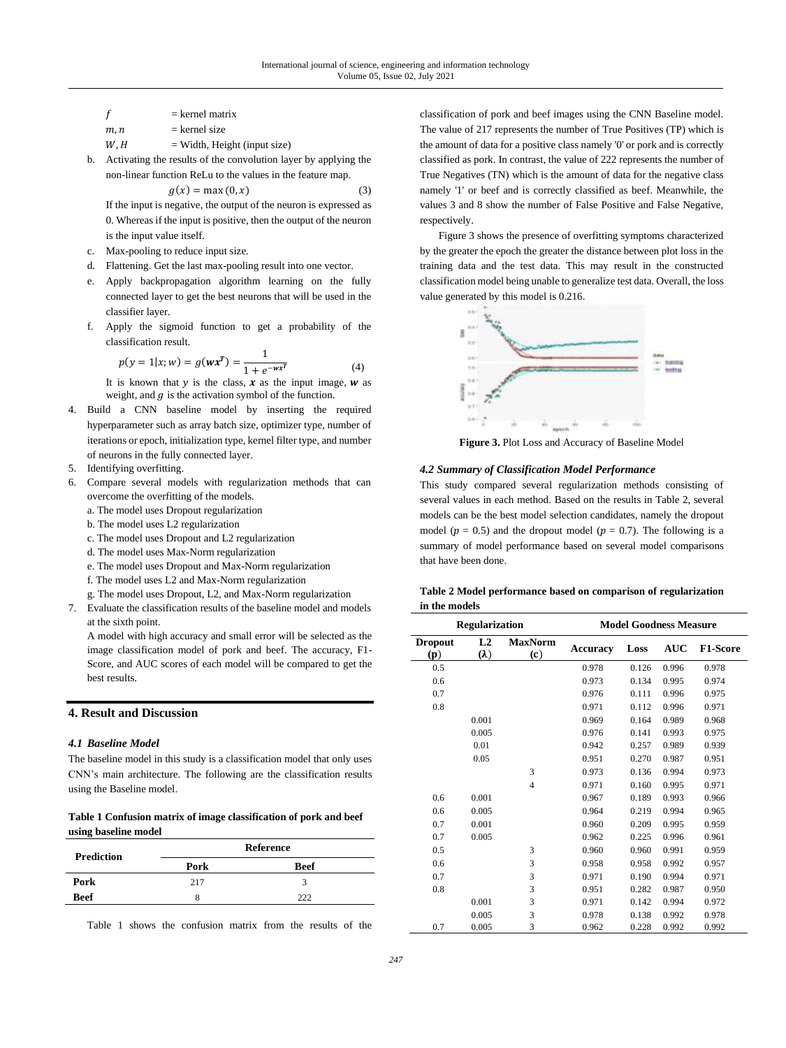$f$ = kernel matrix
$m, n$ = kernel size
$W, H$ = Width, Height (input size)

b. Activating the results of the convolution layer by applying the non-linear function ReLu to the values in the feature map.

$$g(x) = \max(0, x) \tag{3}$$

If the input is negative, the output of the neuron is expressed as 0. Whereas if the input is positive, then the output of the neuron is the input value itself.

c. Max-pooling to reduce input size.
d. Flattening. Get the last max-pooling result into one vector.
e. Apply backpropagation algorithm learning on the fully connected layer to get the best neurons that will be used in the classifier layer.
f. Apply the sigmoid function to get a probability of the classification result.

$$p(y = 1|x; w) = g(\boldsymbol{w}\boldsymbol{x}^T) = \frac{1}{1 + e^{-\boldsymbol{w}\boldsymbol{x}^T}} \tag{4}$$

It is known that $y$ is the class, $\boldsymbol{x}$ as the input image, $\boldsymbol{w}$ as weight, and $g$ is the activation symbol of the function.

4. Build a CNN baseline model by inserting the required hyperparameter such as array batch size, optimizer type, number of iterations or epoch, initialization type, kernel filter type, and number of neurons in the fully connected layer.
5. Identifying overfitting.
6. Compare several models with regularization methods that can overcome the overfitting of the models.
   a. The model uses Dropout regularization
   b. The model uses L2 regularization
   c. The model uses Dropout and L2 regularization
   d. The model uses Max-Norm regularization
   e. The model uses Dropout and Max-Norm regularization
   f. The model uses L2 and Max-Norm regularization
   g. The model uses Dropout, L2, and Max-Norm regularization
7. Evaluate the classification results of the baseline model and models at the sixth point.
   A model with high accuracy and small error will be selected as the image classification model of pork and beef. The accuracy, F1-Score, and AUC scores of each model will be compared to get the best results.

## 4. Result and Discussion

### 4.1 Baseline Model

The baseline model in this study is a classification model that only uses CNN's main architecture. The following are the classification results using the Baseline model.

**Table 1 Confusion matrix of image classification of pork and beef using baseline model**

| Prediction | Reference | |
|---|---|---|
| | Pork | Beef |
| **Pork** | 217 | 3 |
| **Beef** | 8 | 222 |

Table 1 shows the confusion matrix from the results of the classification of pork and beef images using the CNN Baseline model. The value of 217 represents the number of True Positives (TP) which is the amount of data for a positive class namely '0' or pork and is correctly classified as pork. In contrast, the value of 222 represents the number of True Negatives (TN) which is the amount of data for the negative class namely '1' or beef and is correctly classified as beef. Meanwhile, the values 3 and 8 show the number of False Positive and False Negative, respectively.

Figure 3 shows the presence of overfitting symptoms characterized by the greater the epoch the greater the distance between plot loss in the training data and the test data. This may result in the constructed classification model being unable to generalize test data. Overall, the loss value generated by this model is 0.216.

**Figure 3.** Plot Loss and Accuracy of Baseline Model

### *4.2 Summary of Classification Model Performance*

This study compared several regularization methods consisting of several values in each method. Based on the results in Table 2, several models can be the best model selection candidates, namely the dropout model ($p$ = 0.5) and the dropout model ($p$ = 0.7). The following is a summary of model performance based on several model comparisons that have been done.

**Table 2 Model performance based on comparison of regularization in the models**

| Regularization | | | Model Goodness Measure | | | |
|---|---|---|---|---|---|---|
| Dropout ($\mathbf{p}$) | L2 ($\boldsymbol{\lambda}$) | MaxNorm ($\mathbf{c}$) | Accuracy | Loss | AUC | F1-Score |
| 0.5 | | | 0.978 | 0.126 | 0.996 | 0.978 |
| 0.6 | | | 0.973 | 0.134 | 0.995 | 0.974 |
| 0.7 | | | 0.976 | 0.111 | 0.996 | 0.975 |
| 0.8 | | | 0.971 | 0.112 | 0.996 | 0.971 |
| | 0.001 | | 0.969 | 0.164 | 0.989 | 0.968 |
| | 0.005 | | 0.976 | 0.141 | 0.993 | 0.975 |
| | 0.01 | | 0.942 | 0.257 | 0.989 | 0.939 |
| | 0.05 | | 0.951 | 0.270 | 0.987 | 0.951 |
| | | 3 | 0.973 | 0.136 | 0.994 | 0.973 |
| | | 4 | 0.971 | 0.160 | 0.995 | 0.971 |
| 0.6 | 0.001 | | 0.967 | 0.189 | 0.993 | 0.966 |
| 0.6 | 0.005 | | 0.964 | 0.219 | 0.994 | 0.965 |
| 0.7 | 0.001 | | 0.960 | 0.209 | 0.995 | 0.959 |
| 0.7 | 0.005 | | 0.962 | 0.225 | 0.996 | 0.961 |
| 0.5 | | 3 | 0.960 | 0.960 | 0.991 | 0.959 |
| 0.6 | | 3 | 0.958 | 0.958 | 0.992 | 0.957 |
| 0.7 | | 3 | 0.971 | 0.190 | 0.994 | 0.971 |
| 0.8 | | 3 | 0.951 | 0.282 | 0.987 | 0.950 |
| | 0.001 | 3 | 0.971 | 0.142 | 0.994 | 0.972 |
| | 0.005 | 3 | 0.978 | 0.138 | 0.992 | 0.978 |
| 0.7 | 0.005 | 3 | 0.962 | 0.228 | 0.992 | 0.992 |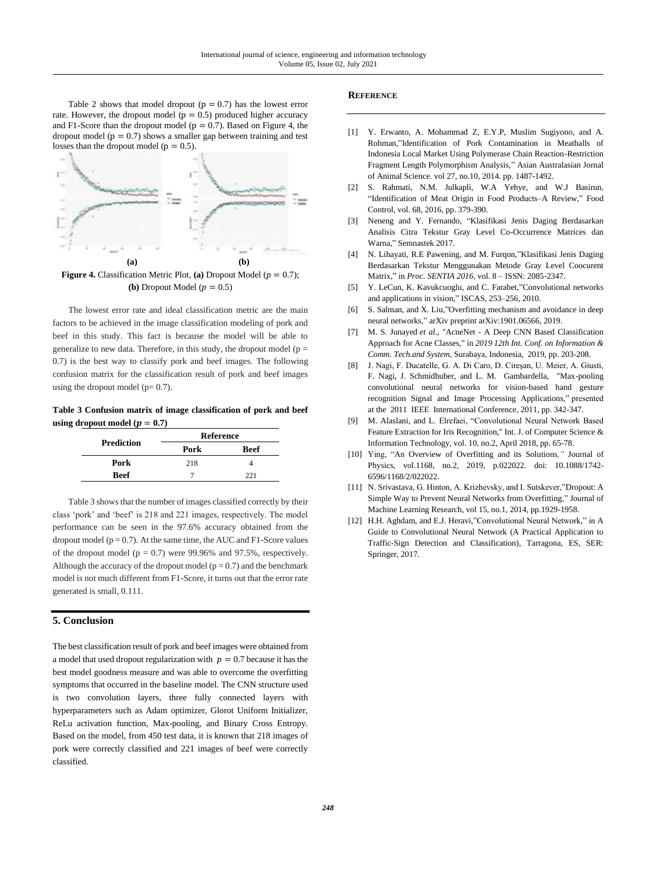Table 2 shows that model dropout ($p = 0.7$) has the lowest error rate. However, the dropout model ($p = 0.5$) produced higher accuracy and F1-Score than the dropout model ($p = 0.7$). Based on Figure 4, the dropout model ($p = 0.7$) shows a smaller gap between training and test losses than the dropout model ($p = 0.5$).

(a) (b)

**Figure 4.** Classification Metric Plot, **(a)** Dropout Model ($p = 0.7$); **(b)** Dropout Model ($p = 0.5$)

The lowest error rate and ideal classification metric are the main factors to be achieved in the image classification modeling of pork and beef in this study. This fact is because the model will be able to generalize to new data. Therefore, in this study, the dropout model ($p = 0.7$) is the best way to classify pork and beef images. The following confusion matrix for the classification result of pork and beef images using the dropout model ($p = 0.7$).

**Table 3 Confusion matrix of image classification of pork and beef using dropout model ($p = 0.7$)**

| Prediction | Reference | |
|---|---|---|
| | **Pork** | **Beef** |
| **Pork** | 218 | 4 |
| **Beef** | 7 | 221 |

Table 3 shows that the number of images classified correctly by their class 'pork' and 'beef' is 218 and 221 images, respectively. The model performance can be seen in the 97.6% accuracy obtained from the dropout model ($p = 0.7$). At the same time, the AUC and F1-Score values of the dropout model ($p = 0.7$) were 99.96% and 97.5%, respectively. Although the accuracy of the dropout model ($p = 0.7$) and the benchmark model is not much different from F1-Score, it turns out that the error rate generated is small, 0.111.

## 5. Conclusion

The best classification result of pork and beef images were obtained from a model that used dropout regularization with $p = 0.7$ because it has the best model goodness measure and was able to overcome the overfitting symptoms that occurred in the baseline model. The CNN structure used is two convolution layers, three fully connected layers with hyperparameters such as Adam optimizer, Glorot Uniform Initializer, ReLu activation function, Max-pooling, and Binary Cross Entropy. Based on the model, from 450 test data, it is known that 218 images of pork were correctly classified and 221 images of beef were correctly classified.

## Reference

[1] Y. Erwanto, A. Mohammad Z, E.Y.P, Muslim Sugiyono, and A. Rohman,"Identification of Pork Contamination in Meatballs of Indonesia Local Market Using Polymerase Chain Reaction-Restriction Fragment Length Polymorphism Analysis," Asian Australasian Jornal of Animal Science. vol 27, no.10, 2014. pp. 1487-1492.

[2] S. Rahmati, N.M. Julkapli, W.A Yehye, and W.J Basirun, "Identification of Meat Origin in Food Products–A Review," Food Control, vol. 68, 2016, pp. 379-390.

[3] Neneng and Y. Fernando, "Klasifikasi Jenis Daging Berdasarkan Analisis Citra Tekstur Gray Level Co-Occurrence Matrices dan Warna," Semnastek 2017.

[4] N. Lihayati, R.E Pawening, and M. Furqon,"Klasifikasi Jenis Daging Berdasarkan Tekstur Menggunakan Metode Gray Level Coocurent Matrix," in *Proc. SENTIA 2016*, vol. 8 – ISSN: 2085-2347.

[5] Y. LeCun, K. Kavukcuoglu, and C. Farabet,"Convolutional networks and applications in vision," ISCAS, 253–256, 2010.

[6] S. Salman, and X. Liu,"Overfitting mechanism and avoidance in deep neural networks," arXiv preprint arXiv:1901.06566, 2019.

[7] M. S. Junayed *et al*., "AcneNet - A Deep CNN Based Classification Approach for Acne Classes," in *2019 12th Int. Conf. on Information & Comm. Tech.and System*, Surabaya, Indonesia, 2019, pp. 203-208.

[8] J. Nagi, F. Ducatelle, G. A. Di Caro, D. Cireşan, U. Meier, A. Giusti, F. Nagi, J. Schmidhuber, and L. M. Gambardella, "Max-pooling convolutional neural networks for vision-based hand gesture recognition Signal and Image Processing Applications," presented at the 2011 IEEE International Conference, 2011, pp. 342-347.

[9] M. Alaslani, and L. Elrefaei, "Convolutional Neural Network Based Feature Extraction for Iris Recognition," Int. J. of Computer Science & Information Technology, vol. 10, no.2, April 2018, pp. 65-78.

[10] Ying, "An Overview of Overfitting and its Solutions*,"* Journal of Physics, vol.1168, no.2, 2019, p.022022. doi: 10.1088/1742-6596/1168/2/022022.

[11] N. Srivastava, G. Hinton, A. Krizhevsky, and I. Sutskever,"Dropout: A Simple Way to Prevent Neural Networks from Overfitting," Journal of Machine Learning Research, vol 15, no.1, 2014, pp.1929-1958.

[12] H.H. Aghdam, and E.J. Heravi,"Convolutional Neural Network," in A Guide to Convolutional Neural Network (A Practical Application to Traffic-Sign Detection and Classification), Tarragona, ES, SER: Springer, 2017.